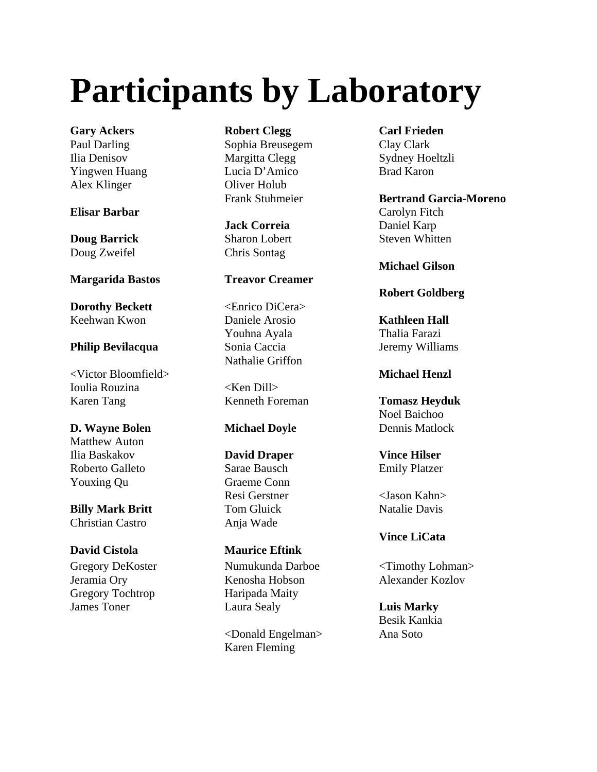# Participants by Laboratory

**Gary Ackers**
Paul Darling
Ilia Denisov
Yingwen Huang
Alex Klinger

**Elisar Barbar**

**Doug Barrick**
Doug Zweifel

**Margarida Bastos**

**Dorothy Beckett**
Keehwan Kwon

**Philip Bevilacqua**

<Victor Bloomfield>
Ioulia Rouzina
Karen Tang

**D. Wayne Bolen**
Matthew Auton
Ilia Baskakov
Roberto Galleto
Youxing Qu

**Billy Mark Britt**
Christian Castro

**David Cistola**
Gregory DeKoster
Jeramia Ory
Gregory Tochtrop
James Toner

**Robert Clegg**
Sophia Breusegem
Margitta Clegg
Lucia D'Amico
Oliver Holub
Frank Stuhmeier

**Jack Correia**
Sharon Lobert
Chris Sontag

**Treavor Creamer**

<Enrico DiCera>
Daniele Arosio
Youhna Ayala
Sonia Caccia
Nathalie Griffon

<Ken Dill>
Kenneth Foreman

**Michael Doyle**

**David Draper**
Sarae Bausch
Graeme Conn
Resi Gerstner
Tom Gluick
Anja Wade

**Maurice Eftink**
Numukunda Darboe
Kenosha Hobson
Haripada Maity
Laura Sealy

<Donald Engelman>
Karen Fleming

**Carl Frieden**
Clay Clark
Sydney Hoeltzli
Brad Karon

**Bertrand Garcia-Moreno**
Carolyn Fitch
Daniel Karp
Steven Whitten

**Michael Gilson**

**Robert Goldberg**

**Kathleen Hall**
Thalia Farazi
Jeremy Williams

**Michael Henzl**

**Tomasz Heyduk**
Noel Baichoo
Dennis Matlock

**Vince Hilser**
Emily Platzer

<Jason Kahn>
Natalie Davis

**Vince LiCata**

<Timothy Lohman>
Alexander Kozlov

**Luis Marky**
Besik Kankia
Ana Soto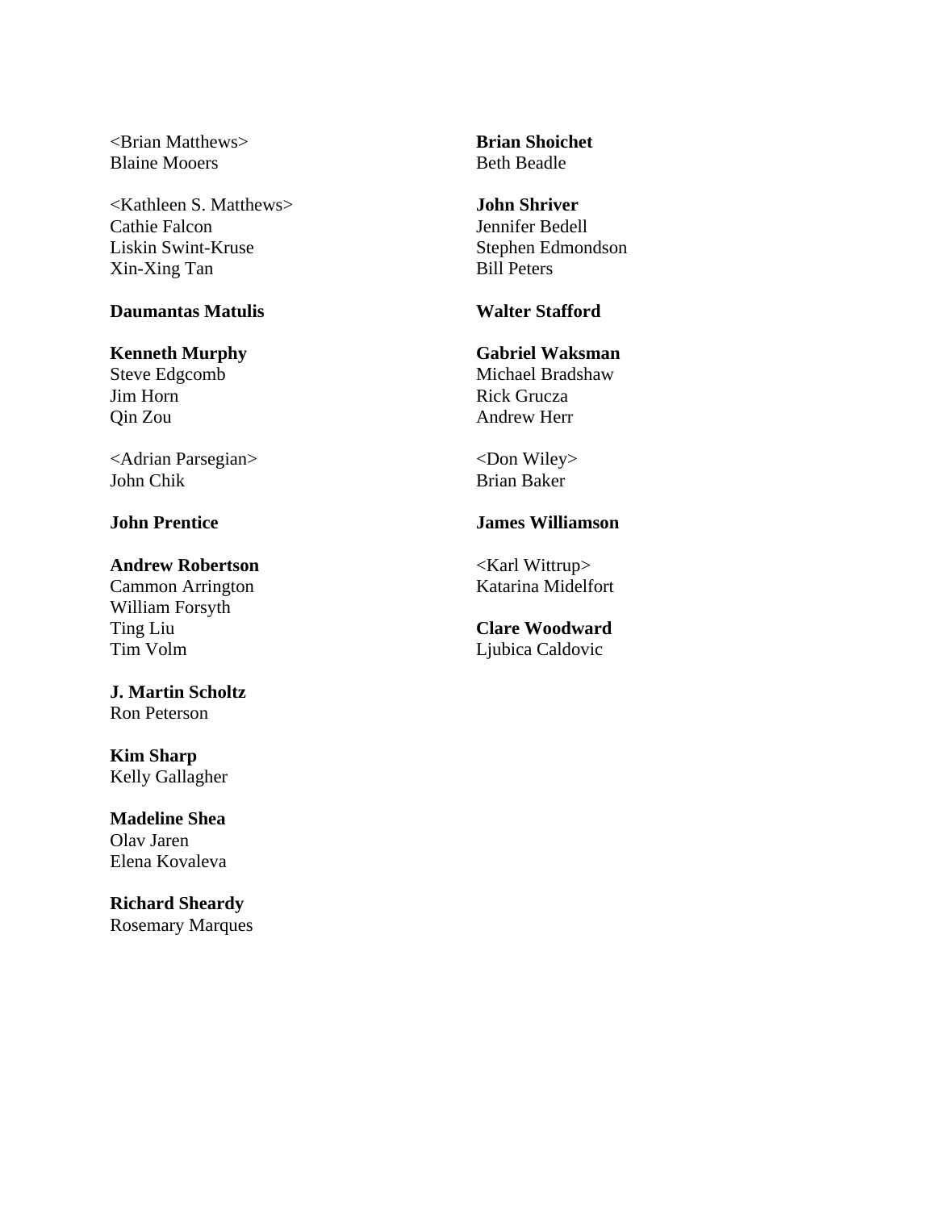<Brian Matthews>
Blaine Mooers

<Kathleen S. Matthews>
Cathie Falcon
Liskin Swint-Kruse
Xin-Xing Tan

**Daumantas Matulis**

**Kenneth Murphy**
Steve Edgcomb
Jim Horn
Qin Zou

<Adrian Parsegian>
John Chik

**John Prentice**

**Andrew Robertson**
Cammon Arrington
William Forsyth
Ting Liu
Tim Volm

**J. Martin Scholtz**
Ron Peterson

**Kim Sharp**
Kelly Gallagher

**Madeline Shea**
Olav Jaren
Elena Kovaleva

**Richard Sheardy**
Rosemary Marques

**Brian Shoichet**
Beth Beadle

**John Shriver**
Jennifer Bedell
Stephen Edmondson
Bill Peters

**Walter Stafford**

**Gabriel Waksman**
Michael Bradshaw
Rick Grucza
Andrew Herr

<Don Wiley>
Brian Baker

**James Williamson**

<Karl Wittrup>
Katarina Midelfort

**Clare Woodward**
Ljubica Caldovic